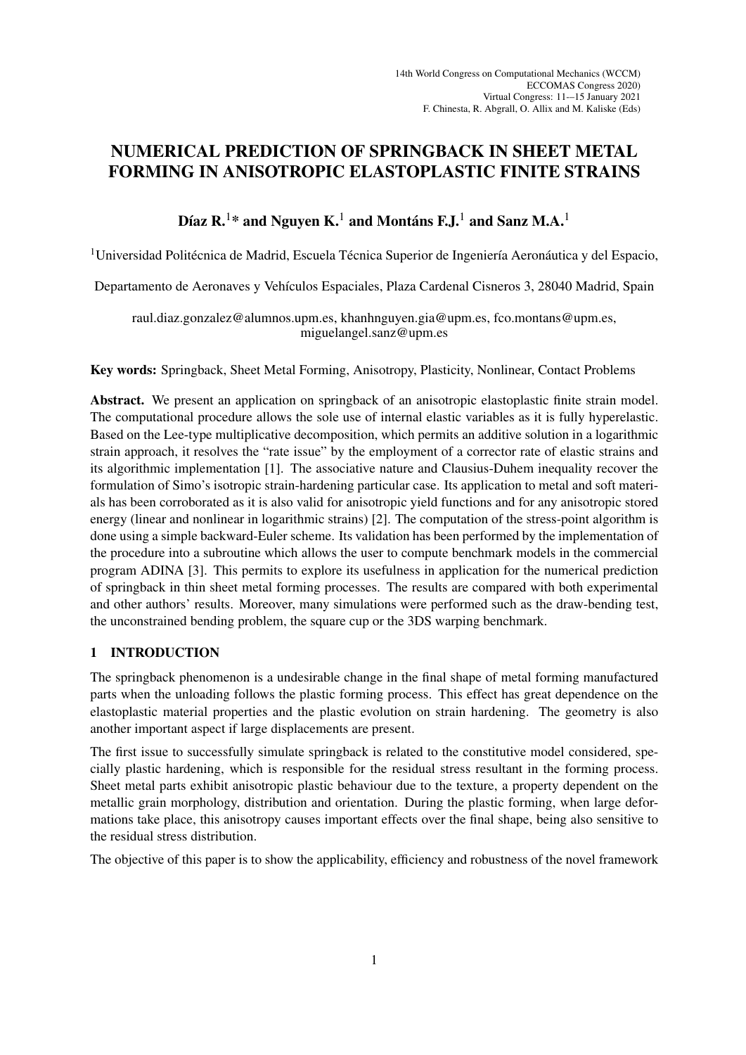# NUMERICAL PREDICTION OF SPRINGBACK IN SHEET METAL FORMING IN ANISOTROPIC ELASTOPLASTIC FINITE STRAINS

**Díaz R.[1]* and Nguyen K.[1] and Montáns F.J.[1] and Sanz M.A.[1]**

[1]Universidad Politécnica de Madrid, Escuela Técnica Superior de Ingeniería Aeronáutica y del Espacio,

Departamento de Aeronaves y Vehículos Espaciales, Plaza Cardenal Cisneros 3, 28040 Madrid, Spain

raul.diaz.gonzalez@alumnos.upm.es, khanhnguyen.gia@upm.es, fco.montans@upm.es, miguelangel.sanz@upm.es

**Key words:** Springback, Sheet Metal Forming, Anisotropy, Plasticity, Nonlinear, Contact Problems

**Abstract.** We present an application on springback of an anisotropic elastoplastic finite strain model. The computational procedure allows the sole use of internal elastic variables as it is fully hyperelastic. Based on the Lee-type multiplicative decomposition, which permits an additive solution in a logarithmic strain approach, it resolves the "rate issue" by the employment of a corrector rate of elastic strains and its algorithmic implementation [1]. The associative nature and Clausius-Duhem inequality recover the formulation of Simo's isotropic strain-hardening particular case. Its application to metal and soft materials has been corroborated as it is also valid for anisotropic yield functions and for any anisotropic stored energy (linear and nonlinear in logarithmic strains) [2]. The computation of the stress-point algorithm is done using a simple backward-Euler scheme. Its validation has been performed by the implementation of the procedure into a subroutine which allows the user to compute benchmark models in the commercial program ADINA [3]. This permits to explore its usefulness in application for the numerical prediction of springback in thin sheet metal forming processes. The results are compared with both experimental and other authors' results. Moreover, many simulations were performed such as the draw-bending test, the unconstrained bending problem, the square cup or the 3DS warping benchmark.

## 1 INTRODUCTION

The springback phenomenon is a undesirable change in the final shape of metal forming manufactured parts when the unloading follows the plastic forming process. This effect has great dependence on the elastoplastic material properties and the plastic evolution on strain hardening. The geometry is also another important aspect if large displacements are present.

The first issue to successfully simulate springback is related to the constitutive model considered, specially plastic hardening, which is responsible for the residual stress resultant in the forming process. Sheet metal parts exhibit anisotropic plastic behaviour due to the texture, a property dependent on the metallic grain morphology, distribution and orientation. During the plastic forming, when large deformations take place, this anisotropy causes important effects over the final shape, being also sensitive to the residual stress distribution.

The objective of this paper is to show the applicability, efficiency and robustness of the novel framework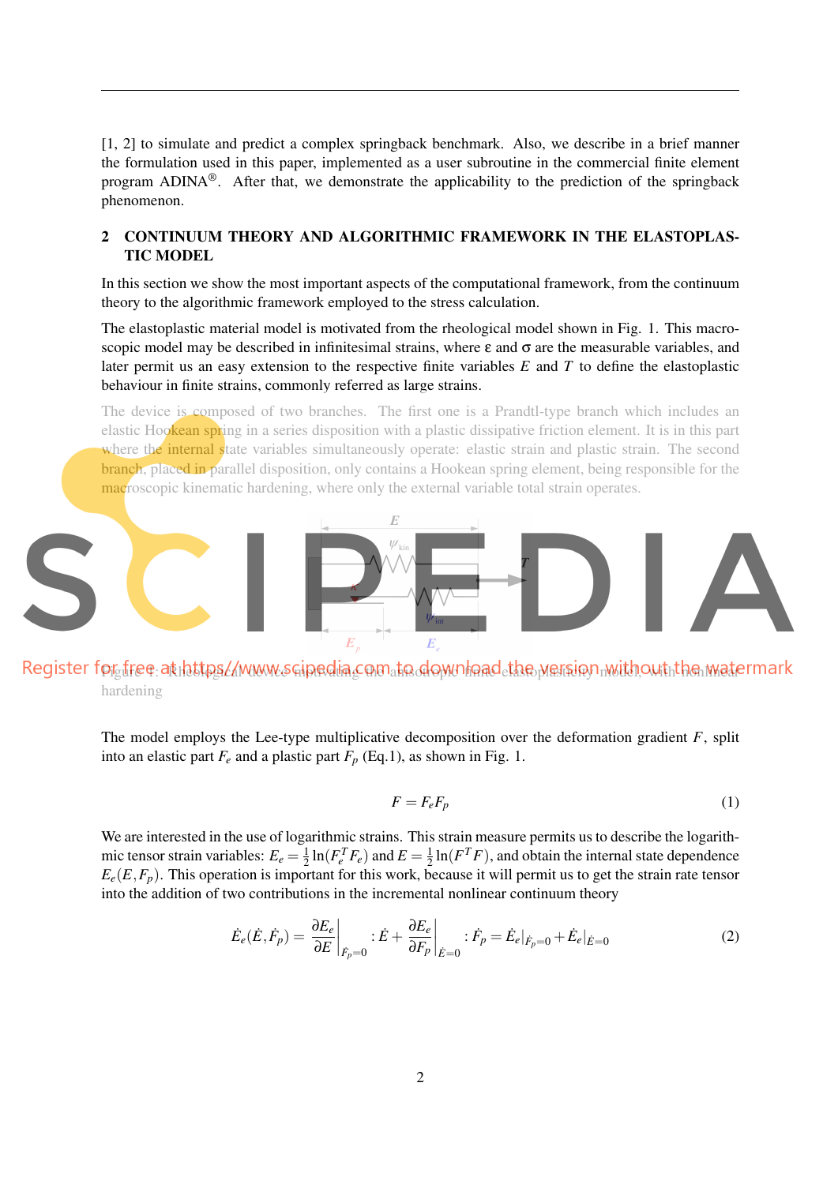[1, 2] to simulate and predict a complex springback benchmark. Also, we describe in a brief manner the formulation used in this paper, implemented as a user subroutine in the commercial finite element program ADINA®. After that, we demonstrate the applicability to the prediction of the springback phenomenon.

## 2 CONTINUUM THEORY AND ALGORITHMIC FRAMEWORK IN THE ELASTOPLASTIC MODEL

In this section we show the most important aspects of the computational framework, from the continuum theory to the algorithmic framework employed to the stress calculation.

The elastoplastic material model is motivated from the rheological model shown in Fig. 1. This macroscopic model may be described in infinitesimal strains, where $\varepsilon$ and $\sigma$ are the measurable variables, and later permit us an easy extension to the respective finite variables $E$ and $T$ to define the elastoplastic behaviour in finite strains, commonly referred as large strains.

The device is composed of two branches. The first one is a Prandtl-type branch which includes an elastic Hookean spring in a series disposition with a plastic dissipative friction element. It is in this part where the internal state variables simultaneously operate: elastic strain and plastic strain. The second branch, placed in parallel disposition, only contains a Hookean spring element, being responsible for the macroscopic kinematic hardening, where only the external variable total strain operates.

Figure 1: Rheological device motivating the anisotropic finite elastoplasticity model, with nonlinear hardening

The model employs the Lee-type multiplicative decomposition over the deformation gradient $F$, split into an elastic part $F_e$ and a plastic part $F_p$ (Eq.1), as shown in Fig. 1.

$$F = F_e F_p \tag{1}$$

We are interested in the use of logarithmic strains. This strain measure permits us to describe the logarithmic tensor strain variables: $E_e = \frac{1}{2}\ln(F_e^T F_e)$ and $E = \frac{1}{2}\ln(F^T F)$, and obtain the internal state dependence $E_e(E, F_p)$. This operation is important for this work, because it will permit us to get the strain rate tensor into the addition of two contributions in the incremental nonlinear continuum theory

$$\dot{E}_e(\dot{E}, \dot{F}_p) = \left.\frac{\partial E_e}{\partial E}\right|_{\dot{F}_p=0} : \dot{E} + \left.\frac{\partial E_e}{\partial F_p}\right|_{\dot{E}=0} : \dot{F}_p = \dot{E}_e|_{\dot{F}_p=0} + \dot{E}_e|_{\dot{E}=0} \tag{2}$$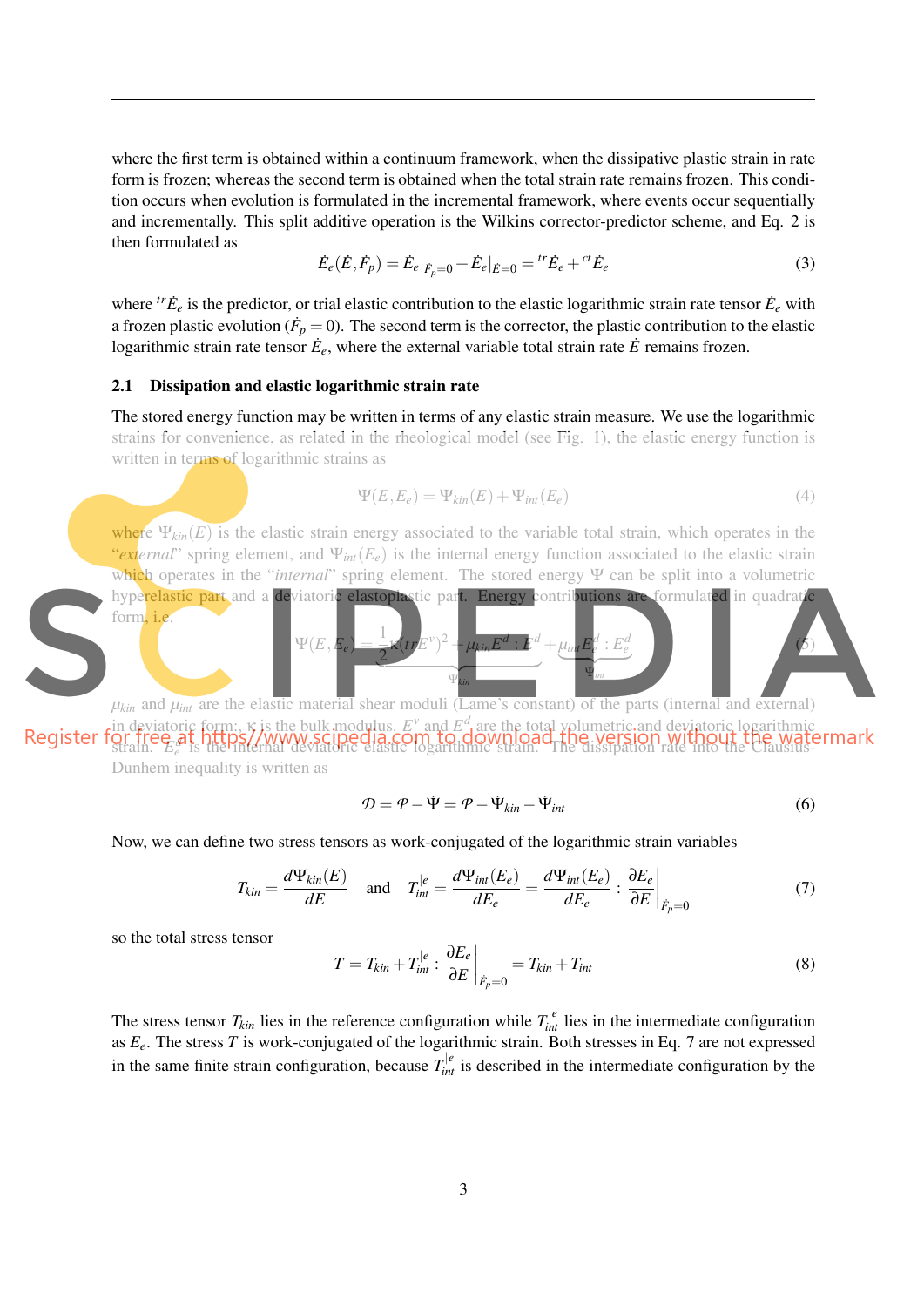where the first term is obtained within a continuum framework, when the dissipative plastic strain in rate form is frozen; whereas the second term is obtained when the total strain rate remains frozen. This condition occurs when evolution is formulated in the incremental framework, where events occur sequentially and incrementally. This split additive operation is the Wilkins corrector-predictor scheme, and Eq. 2 is then formulated as

$$\dot{E}_e(\dot{E},\dot{F}_p) = \dot{E}_e|_{\dot{F}_p=0} + \dot{E}_e|_{\dot{E}=0} = {}^{tr}\dot{E}_e + {}^{ct}\dot{E}_e \tag{3}$$

where ${}^{tr}\dot{E}_e$ is the predictor, or trial elastic contribution to the elastic logarithmic strain rate tensor $\dot{E}_e$ with a frozen plastic evolution ($\dot{F}_p = 0$). The second term is the corrector, the plastic contribution to the elastic logarithmic strain rate tensor $\dot{E}_e$, where the external variable total strain rate $\dot{E}$ remains frozen.

## 2.1 Dissipation and elastic logarithmic strain rate

The stored energy function may be written in terms of any elastic strain measure. We use the logarithmic strains for convenience, as related in the rheological model (see Fig. 1), the elastic energy function is written in terms of logarithmic strains as

$$\Psi(E,E_e) = \Psi_{kin}(E) + \Psi_{int}(E_e) \tag{4}$$

where $\Psi_{kin}(E)$ is the elastic strain energy associated to the variable total strain, which operates in the "*external*" spring element, and $\Psi_{int}(E_e)$ is the internal energy function associated to the elastic strain which operates in the "*internal*" spring element. The stored energy $\Psi$ can be split into a volumetric hyperelastic part and a deviatoric elastoplastic part. Energy contributions are formulated in quadratic form, i.e.

$$\Psi(E,E_e) = \underbrace{\frac{1}{2}\kappa(trE^v)^2 + \mu_{kin}E^d : E^d}_{\Psi_{kin}} + \underbrace{\mu_{int}E_e^d : E_e^d}_{\Psi_{int}} \tag{5}$$

$\mu_{kin}$ and $\mu_{int}$ are the elastic material shear moduli (Lame's constant) of the parts (internal and external) in deviatoric form;. $\kappa$ is the bulk modulus. $E^v$ and $E^d$ are the total volumetric and deviatoric logarithmic strain. $E_e^d$ is the internal deviatoric elastic logarithmic strain. The dissipation rate into the Clausius-Dunhem inequality is written as

$$\mathcal{D} = \mathcal{P} - \dot{\Psi} = \mathcal{P} - \dot{\Psi}_{kin} - \dot{\Psi}_{int} \tag{6}$$

Now, we can define two stress tensors as work-conjugated of the logarithmic strain variables

$$T_{kin} = \frac{d\Psi_{kin}(E)}{dE} \quad \text{and} \quad T_{int}^{|e} = \frac{d\Psi_{int}(E_e)}{dE_e} = \frac{d\Psi_{int}(E_e)}{dE_e} : \left.\frac{\partial E_e}{\partial E}\right|_{\dot{F}_p=0} \tag{7}$$

so the total stress tensor

$$T = T_{kin} + T_{int}^{|e} : \left.\frac{\partial E_e}{\partial E}\right|_{\dot{F}_p=0} = T_{kin} + T_{int} \tag{8}$$

The stress tensor $T_{kin}$ lies in the reference configuration while $T_{int}^{|e}$ lies in the intermediate configuration as $E_e$. The stress $T$ is work-conjugated of the logarithmic strain. Both stresses in Eq. 7 are not expressed in the same finite strain configuration, because $T_{int}^{|e}$ is described in the intermediate configuration by the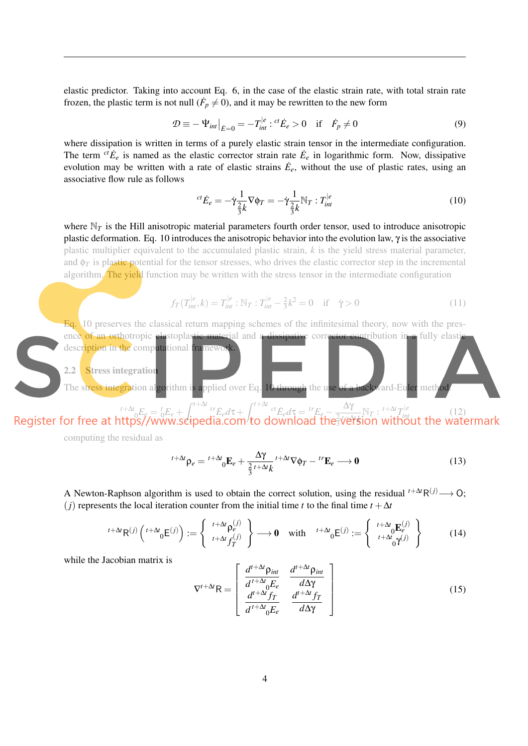elastic predictor. Taking into account Eq. 6, in the case of the elastic strain rate, with total strain rate frozen, the plastic term is not null ($\dot{F}_p \neq 0$), and it may be rewritten to the new form

$$\mathcal{D} \equiv -\dot{\Psi}_{int}\big|_{\dot{E}=0} = -T_{int}^{|e} : {}^{ct}\dot{E}_e > 0 \quad \text{if} \quad \dot{F}_p \neq 0 \tag{9}$$

where dissipation is written in terms of a purely elastic strain tensor in the intermediate configuration. The term ${}^{ct}\dot{E}_e$ is named as the elastic corrector strain rate $\dot{E}_e$ in logarithmic form. Now, dissipative evolution may be written with a rate of elastic strains $\dot{E}_e$, without the use of plastic rates, using an associative flow rule as follows

$${}^{ct}\dot{E}_e = -\dot{\gamma}\frac{1}{\frac{2}{3}k}\nabla\phi_T = -\dot{\gamma}\frac{1}{\frac{2}{3}k}\mathbb{N}_T : T_{int}^{|e} \tag{10}$$

where $\mathbb{N}_T$ is the Hill anisotropic material parameters fourth order tensor, used to introduce anisotropic plastic deformation. Eq. 10 introduces the anisotropic behavior into the evolution law, $\gamma$ is the associative plastic multiplier equivalent to the accumulated plastic strain, $k$ is the yield stress material parameter, and $\phi_T$ is plastic potential for the tensor stresses, who drives the elastic corrector step in the incremental algorithm. The yield function may be written with the stress tensor in the intermediate configuration

$$f_T(T_{int}^{|e}, k) = T_{int}^{|e} : \mathbb{N}_T : T_{int}^{|e} - \tfrac{2}{3}k^2 = 0 \quad \text{if} \quad \dot{\gamma} > 0 \tag{11}$$

Eq. 10 preserves the classical return mapping schemes of the infinitesimal theory, now with the presence of an orthotropic elastoplastic material and a dissipative corrector contribution in a fully elastic description in the computational framework.

## 2.2 Stress integration

The stress integration algorithm is applied over Eq. 10 through the use of a backward-Euler method.

$${}^{t+\Delta t}_{\ \ 0}E_e = {}^{t}_{0}E_e + \int_t^{t+\Delta t} {}^{tr}\dot{E}_e d\tau + \int_t^{t+\Delta t} {}^{ct}\dot{E}_e d\tau = {}^{tr}E_e - \frac{\Delta\gamma}{\frac{2}{3}{}^{t+\Delta t}k}\mathbb{N}_T : {}^{t+\Delta t}T_{int}^{|e} \tag{12}$$

computing the residual as

$${}^{t+\Delta t}\rho_e = {}^{t+\Delta t}_{\ \ 0}\mathbf{E}_e + \frac{\Delta\gamma}{\frac{2}{3}{}^{t+\Delta t}k}{}^{t+\Delta t}\nabla\phi_T - {}^{tr}\mathbf{E}_e \longrightarrow \mathbf{0} \tag{13}$$

A Newton-Raphson algorithm is used to obtain the correct solution, using the residual ${}^{t+\Delta t}\mathsf{R}^{(j)} \longrightarrow \mathsf{O}$; $(j)$ represents the local iteration counter from the initial time $t$ to the final time $t+\Delta t$

$${}^{t+\Delta t}\mathsf{R}^{(j)}\left({}^{t+\Delta t}_{\ \ 0}\mathsf{E}^{(j)}\right) := \left\{ \begin{array}{c} {}^{t+\Delta t}\rho_e^{(j)} \\ {}^{t+\Delta t}f_T^{(j)} \end{array} \right\} \longrightarrow \mathbf{0} \quad \text{with} \quad {}^{t+\Delta t}_{\ \ 0}\mathsf{E}^{(j)} := \left\{ \begin{array}{c} {}^{t+\Delta t}_{\ \ 0}\mathbf{E}_e^{(j)} \\ {}^{t+\Delta t}_{\ \ 0}\gamma^{(j)} \end{array} \right\} \tag{14}$$

while the Jacobian matrix is

$$\nabla^{t+\Delta t}\mathsf{R} = \begin{bmatrix} \dfrac{d^{t+\Delta t}\rho_{int}}{d^{t+\Delta t}_{\ \ 0}E_e} & \dfrac{d^{t+\Delta t}\rho_{int}}{d\Delta\gamma} \\ \dfrac{d^{t+\Delta t}f_T}{d^{t+\Delta t}_{\ \ 0}E_e} & \dfrac{d^{t+\Delta t}f_T}{d\Delta\gamma} \end{bmatrix} \tag{15}$$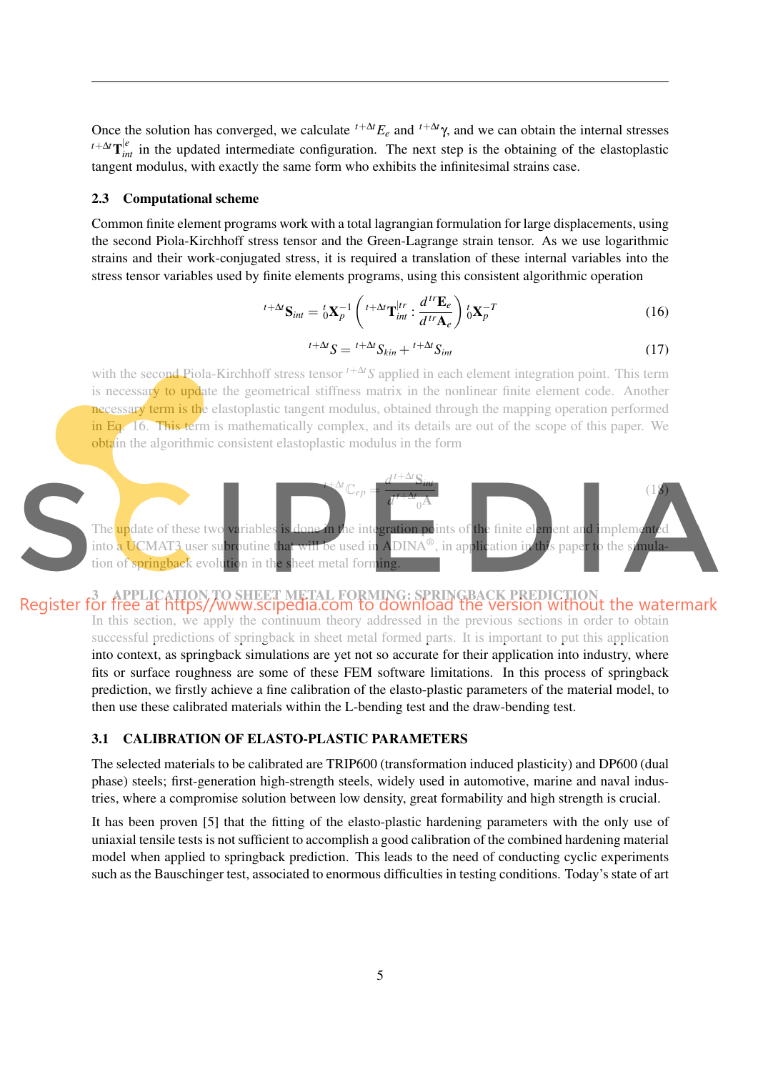Once the solution has converged, we calculate ${}^{t+\Delta t}E_e$ and ${}^{t+\Delta t}\gamma$, and we can obtain the internal stresses ${}^{t+\Delta t}\mathbf{T}_{int}^{|e}$ in the updated intermediate configuration. The next step is the obtaining of the elastoplastic tangent modulus, with exactly the same form who exhibits the infinitesimal strains case.

### 2.3 Computational scheme

Common finite element programs work with a total lagrangian formulation for large displacements, using the second Piola-Kirchhoff stress tensor and the Green-Lagrange strain tensor. As we use logarithmic strains and their work-conjugated stress, it is required a translation of these internal variables into the stress tensor variables used by finite elements programs, using this consistent algorithmic operation

$$
{}^{t+\Delta t}\mathbf{S}_{int} = {}^{t}_{0}\mathbf{X}_p^{-1} \left( {}^{t+\Delta t}\mathbf{T}_{int}^{|tr} : \frac{d\,{}^{tr}\mathbf{E}_e}{d\,{}^{tr}\mathbf{A}_e} \right) {}^{t}_{0}\mathbf{X}_p^{-T} \tag{16}
$$

$$
{}^{t+\Delta t}S = {}^{t+\Delta t}S_{kin} + {}^{t+\Delta t}S_{int} \tag{17}
$$

with the second Piola-Kirchhoff stress tensor ${}^{t+\Delta t}S$ applied in each element integration point. This term is necessary to update the geometrical stiffness matrix in the nonlinear finite element code. Another necessary term is the elastoplastic tangent modulus, obtained through the mapping operation performed in Eq. 16. This term is mathematically complex, and its details are out of the scope of this paper. We obtain the algorithmic consistent elastoplastic modulus in the form

$$
{}^{t+\Delta t}\mathbb{C}_{ep} = \frac{d\,{}^{t+\Delta t}S_{int}}{d\,{}^{t+\Delta t}_{0}A} \tag{18}
$$

The update of these two variables is done in the integration points of the finite element and implemented into a UCMAT3 user subroutine that will be used in ADINA®, in application in this paper to the simulation of springback evolution in the sheet metal forming.

## 3 APPLICATION TO SHEET METAL FORMING: SPRINGBACK PREDICTION

In this section, we apply the continuum theory addressed in the previous sections in order to obtain successful predictions of springback in sheet metal formed parts. It is important to put this application into context, as springback simulations are yet not so accurate for their application into industry, where fits or surface roughness are some of these FEM software limitations. In this process of springback prediction, we firstly achieve a fine calibration of the elasto-plastic parameters of the material model, to then use these calibrated materials within the L-bending test and the draw-bending test.

### 3.1 CALIBRATION OF ELASTO-PLASTIC PARAMETERS

The selected materials to be calibrated are TRIP600 (transformation induced plasticity) and DP600 (dual phase) steels; first-generation high-strength steels, widely used in automotive, marine and naval industries, where a compromise solution between low density, great formability and high strength is crucial.

It has been proven [5] that the fitting of the elasto-plastic hardening parameters with the only use of uniaxial tensile tests is not sufficient to accomplish a good calibration of the combined hardening material model when applied to springback prediction. This leads to the need of conducting cyclic experiments such as the Bauschinger test, associated to enormous difficulties in testing conditions. Today's state of art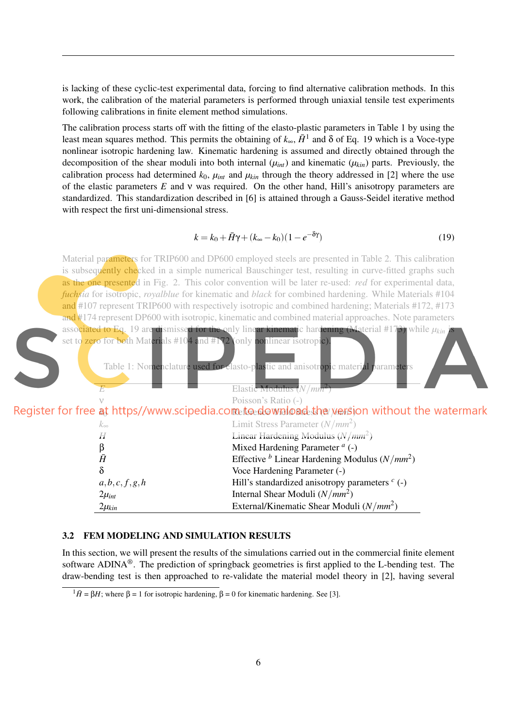is lacking of these cyclic-test experimental data, forcing to find alternative calibration methods. In this work, the calibration of the material parameters is performed through uniaxial tensile test experiments following calibrations in finite element method simulations.

The calibration process starts off with the fitting of the elasto-plastic parameters in Table 1 by using the least mean squares method. This permits the obtaining of $k_\infty$, $\bar{H}$[1] and $\delta$ of Eq. 19 which is a Voce-type nonlinear isotropic hardening law. Kinematic hardening is assumed and directly obtained through the decomposition of the shear moduli into both internal ($\mu_{int}$) and kinematic ($\mu_{kin}$) parts. Previously, the calibration process had determined $k_0$, $\mu_{int}$ and $\mu_{kin}$ through the theory addressed in [2] where the use of the elastic parameters $E$ and $\nu$ was required. On the other hand, Hill's anisotropy parameters are standardized. This standardization described in [6] is attained through a Gauss-Seidel iterative method with respect the first uni-dimensional stress.

$$k = k_0 + \bar{H}\gamma + (k_\infty - k_0)(1 - e^{-\delta\gamma}) \tag{19}$$

Material parameters for TRIP600 and DP600 employed steels are presented in Table 2. This calibration is subsequently checked in a simple numerical Bauschinger test, resulting in curve-fitted graphs such as the one presented in Fig. 2. This color convention will be later re-used: *red* for experimental data, *fuchsia* for isotropic, *royalblue* for kinematic and *black* for combined hardening. While Materials #104 and #107 represent TRIP600 with respectively isotropic and combined hardening; Materials #172, #173 and #174 represent DP600 with isotropic, kinematic and combined material approaches. Note parameters associated to Eq. 19 are dismissed for the only linear kinematic hardening (Material #173) while $\mu_{kin}$ is set to zero for both Materials #104 and #172 (only nonlinear isotropic).

Table 1: Nomenclature used for elasto-plastic and anisotropic material parameters

| | |
|---|---|
| $E$ | Elastic Modulus ($N/mm^2$) |
| $\nu$ | Poisson's Ratio (-) |
| $k_0$ | Reference Yield Stress ($N/mm^2$) |
| $k_\infty$ | Limit Stress Parameter ($N/mm^2$) |
| $H$ | Linear Hardening Modulus ($N/mm^2$) |
| $\beta$ | Mixed Hardening Parameter [a] (-) |
| $\bar{H}$ | Effective [b] Linear Hardening Modulus ($N/mm^2$) |
| $\delta$ | Voce Hardening Parameter (-) |
| $a, b, c, f, g, h$ | Hill's standardized anisotropy parameters [c] (-) |
| $2\mu_{int}$ | Internal Shear Moduli ($N/mm^2$) |
| $2\mu_{kin}$ | External/Kinematic Shear Moduli ($N/mm^2$) |

### 3.2 FEM MODELING AND SIMULATION RESULTS

In this section, we will present the results of the simulations carried out in the commercial finite element software ADINA®. The prediction of springback geometries is first applied to the L-bending test. The draw-bending test is then approached to re-validate the material model theory in [2], having several

[1] $\bar{H} = \beta H$; where $\beta = 1$ for isotropic hardening, $\beta = 0$ for kinematic hardening. See [3].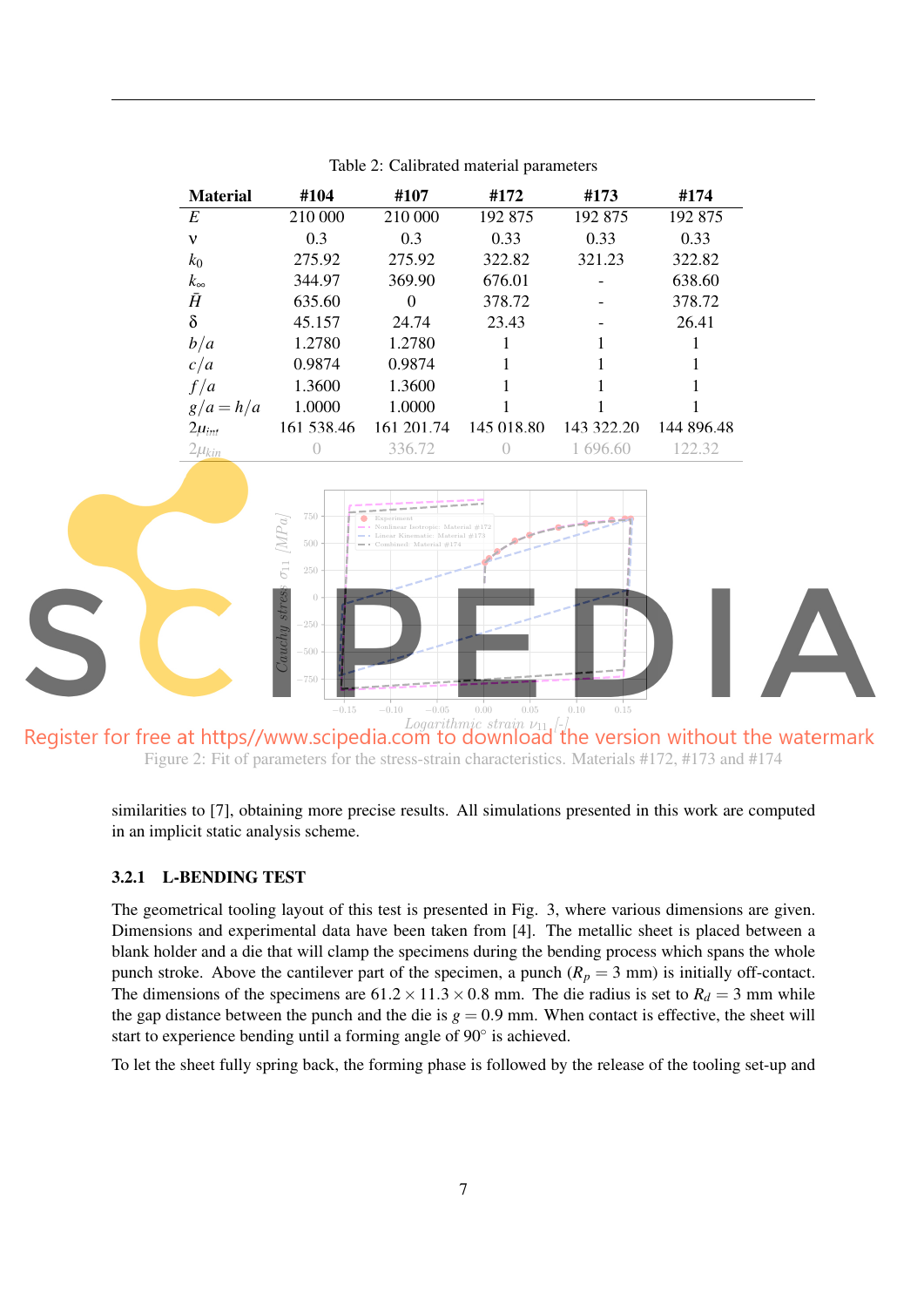Table 2: Calibrated material parameters

| Material | #104 | #107 | #172 | #173 | #174 |
|---|---|---|---|---|---|
| $E$ | 210 000 | 210 000 | 192 875 | 192 875 | 192 875 |
| $\nu$ | 0.3 | 0.3 | 0.33 | 0.33 | 0.33 |
| $k_0$ | 275.92 | 275.92 | 322.82 | 321.23 | 322.82 |
| $k_\infty$ | 344.97 | 369.90 | 676.01 | - | 638.60 |
| $\bar{H}$ | 635.60 | 0 | 378.72 | - | 378.72 |
| $\delta$ | 45.157 | 24.74 | 23.43 | - | 26.41 |
| $b/a$ | 1.2780 | 1.2780 | 1 | 1 | 1 |
| $c/a$ | 0.9874 | 0.9874 | 1 | 1 | 1 |
| $f/a$ | 1.3600 | 1.3600 | 1 | 1 | 1 |
| $g/a = h/a$ | 1.0000 | 1.0000 | 1 | 1 | 1 |
| $2\mu_{int}$ | 161 538.46 | 161 201.74 | 145 018.80 | 143 322.20 | 144 896.48 |
| $2\mu_{kin}$ | 0 | 336.72 | 0 | 1 696.60 | 122.32 |

Figure 2: Fit of parameters for the stress-strain characteristics. Materials #172, #173 and #174

similarities to [7], obtaining more precise results. All simulations presented in this work are computed in an implicit static analysis scheme.

### 3.2.1 L-BENDING TEST

The geometrical tooling layout of this test is presented in Fig. 3, where various dimensions are given. Dimensions and experimental data have been taken from [4]. The metallic sheet is placed between a blank holder and a die that will clamp the specimens during the bending process which spans the whole punch stroke. Above the cantilever part of the specimen, a punch ($R_p = 3$ mm) is initially off-contact. The dimensions of the specimens are $61.2 \times 11.3 \times 0.8$ mm. The die radius is set to $R_d = 3$ mm while the gap distance between the punch and the die is $g = 0.9$ mm. When contact is effective, the sheet will start to experience bending until a forming angle of 90° is achieved.

To let the sheet fully spring back, the forming phase is followed by the release of the tooling set-up and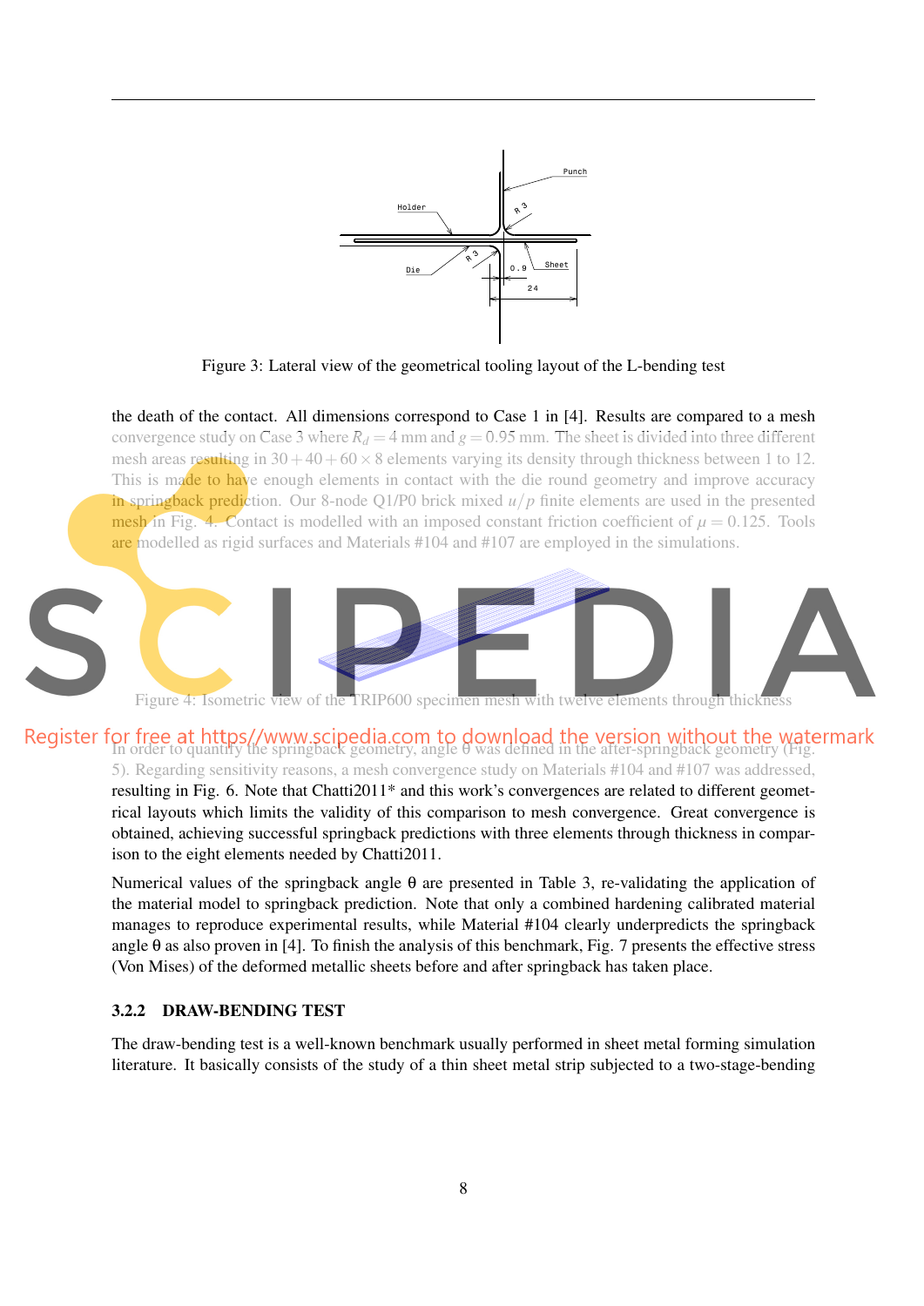Figure 3: Lateral view of the geometrical tooling layout of the L-bending test

the death of the contact. All dimensions correspond to Case 1 in [4]. Results are compared to a mesh convergence study on Case 3 where $R_d = 4$ mm and $g = 0.95$ mm. The sheet is divided into three different mesh areas resulting in $30 + 40 + 60 \times 8$ elements varying its density through thickness between 1 to 12. This is made to have enough elements in contact with the die round geometry and improve accuracy in springback prediction. Our 8-node Q1/P0 brick mixed $u/p$ finite elements are used in the presented mesh in Fig. 4. Contact is modelled with an imposed constant friction coefficient of $\mu = 0.125$. Tools are modelled as rigid surfaces and Materials #104 and #107 are employed in the simulations.

Figure 4: Isometric view of the TRIP600 specimen mesh with twelve elements through thickness

In order to quantify the springback geometry, angle θ was defined in the after-springback geometry (Fig. 5). Regarding sensitivity reasons, a mesh convergence study on Materials #104 and #107 was addressed, resulting in Fig. 6. Note that Chatti2011* and this work's convergences are related to different geometrical layouts which limits the validity of this comparison to mesh convergence. Great convergence is obtained, achieving successful springback predictions with three elements through thickness in comparison to the eight elements needed by Chatti2011.

Numerical values of the springback angle θ are presented in Table 3, re-validating the application of the material model to springback prediction. Note that only a combined hardening calibrated material manages to reproduce experimental results, while Material #104 clearly underpredicts the springback angle θ as also proven in [4]. To finish the analysis of this benchmark, Fig. 7 presents the effective stress (Von Mises) of the deformed metallic sheets before and after springback has taken place.

### 3.2.2 DRAW-BENDING TEST

The draw-bending test is a well-known benchmark usually performed in sheet metal forming simulation literature. It basically consists of the study of a thin sheet metal strip subjected to a two-stage-bending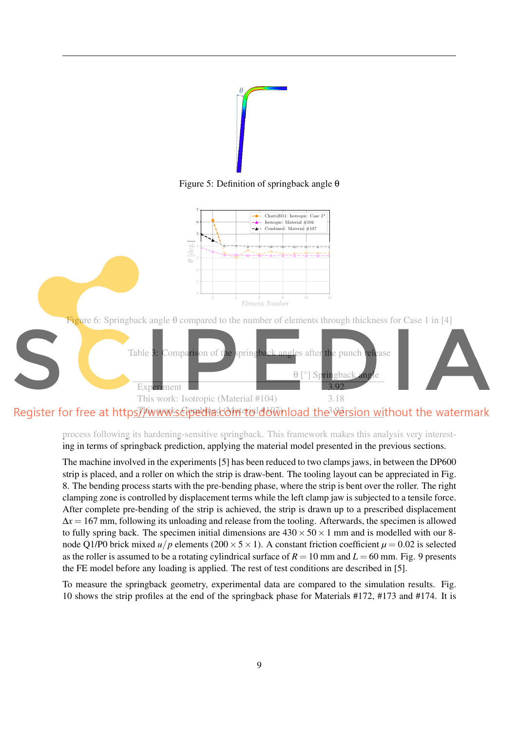Figure 5: Definition of springback angle θ

Figure 6: Springback angle θ compared to the number of elements through thickness for Case 1 in [4]

Table 3: Comparison of the springback angles after the punch release

| | θ [°] Springback angle |
|---|---|
| Experiment | 3.92 |
| This work: Isotropic (Material #104) | 3.18 |
| This work: Combined (Material #107) | 3.93 |

process following its hardening-sensitive springback. This framework makes this analysis very interesting in terms of springback prediction, applying the material model presented in the previous sections.

The machine involved in the experiments [5] has been reduced to two clamps jaws, in between the DP600 strip is placed, and a roller on which the strip is draw-bent. The tooling layout can be appreciated in Fig. 8. The bending process starts with the pre-bending phase, where the strip is bent over the roller. The right clamping zone is controlled by displacement terms while the left clamp jaw is subjected to a tensile force. After complete pre-bending of the strip is achieved, the strip is drawn up to a prescribed displacement $\Delta x = 167$ mm, following its unloading and release from the tooling. Afterwards, the specimen is allowed to fully spring back. The specimen initial dimensions are $430 \times 50 \times 1$ mm and is modelled with our 8-node Q1/P0 brick mixed $u/p$ elements ($200 \times 5 \times 1$). A constant friction coefficient $\mu = 0.02$ is selected as the roller is assumed to be a rotating cylindrical surface of $R = 10$ mm and $L = 60$ mm. Fig. 9 presents the FE model before any loading is applied. The rest of test conditions are described in [5].

To measure the springback geometry, experimental data are compared to the simulation results. Fig. 10 shows the strip profiles at the end of the springback phase for Materials #172, #173 and #174. It is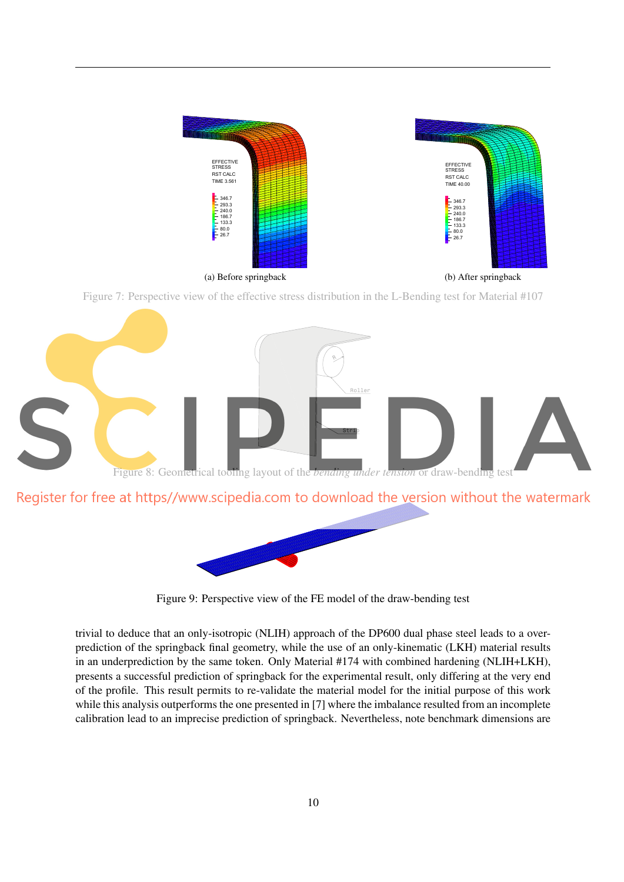(a) Before springback

(b) After springback

Figure 7: Perspective view of the effective stress distribution in the L-Bending test for Material #107

Figure 8: Geometrical tooling layout of the *bending under tension* or draw-bending test

Figure 9: Perspective view of the FE model of the draw-bending test

trivial to deduce that an only-isotropic (NLIH) approach of the DP600 dual phase steel leads to a over-prediction of the springback final geometry, while the use of an only-kinematic (LKH) material results in an underprediction by the same token. Only Material #174 with combined hardening (NLIH+LKH), presents a successful prediction of springback for the experimental result, only differing at the very end of the profile. This result permits to re-validate the material model for the initial purpose of this work while this analysis outperforms the one presented in [7] where the imbalance resulted from an incomplete calibration lead to an imprecise prediction of springback. Nevertheless, note benchmark dimensions are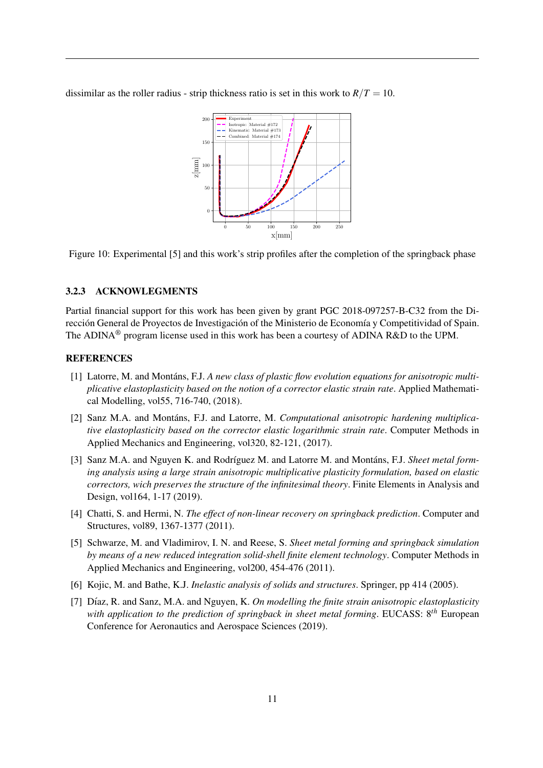dissimilar as the roller radius - strip thickness ratio is set in this work to $R/T = 10$.

Experiment
Isotropic: Material #172
Kinematic: Material #173
Combined: Material #174

z[mm]

200
150
100
50
0

0
50
100
150
200
250

x[mm]

Figure 10: Experimental [5] and this work's strip profiles after the completion of the springback phase

### 3.2.3 ACKNOWLEGMENTS

Partial financial support for this work has been given by grant PGC 2018-097257-B-C32 from the Dirección General de Proyectos de Investigación of the Ministerio de Economía y Competitividad of Spain. The ADINA® program license used in this work has been a courtesy of ADINA R&D to the UPM.

## REFERENCES

[1] Latorre, M. and Montáns, F.J. *A new class of plastic flow evolution equations for anisotropic multiplicative elastoplasticity based on the notion of a corrector elastic strain rate*. Applied Mathematical Modelling, vol55, 716-740, (2018).

[2] Sanz M.A. and Montáns, F.J. and Latorre, M. *Computational anisotropic hardening multiplicative elastoplasticity based on the corrector elastic logarithmic strain rate*. Computer Methods in Applied Mechanics and Engineering, vol320, 82-121, (2017).

[3] Sanz M.A. and Nguyen K. and Rodríguez M. and Latorre M. and Montáns, F.J. *Sheet metal forming analysis using a large strain anisotropic multiplicative plasticity formulation, based on elastic correctors, wich preserves the structure of the infinitesimal theory*. Finite Elements in Analysis and Design, vol164, 1-17 (2019).

[4] Chatti, S. and Hermi, N. *The effect of non-linear recovery on springback prediction*. Computer and Structures, vol89, 1367-1377 (2011).

[5] Schwarze, M. and Vladimirov, I. N. and Reese, S. *Sheet metal forming and springback simulation by means of a new reduced integration solid-shell finite element technology*. Computer Methods in Applied Mechanics and Engineering, vol200, 454-476 (2011).

[6] Kojic, M. and Bathe, K.J. *Inelastic analysis of solids and structures*. Springer, pp 414 (2005).

[7] Díaz, R. and Sanz, M.A. and Nguyen, K. *On modelling the finite strain anisotropic elastoplasticity with application to the prediction of springback in sheet metal forming*. EUCASS: 8$^{th}$ European Conference for Aeronautics and Aerospace Sciences (2019).